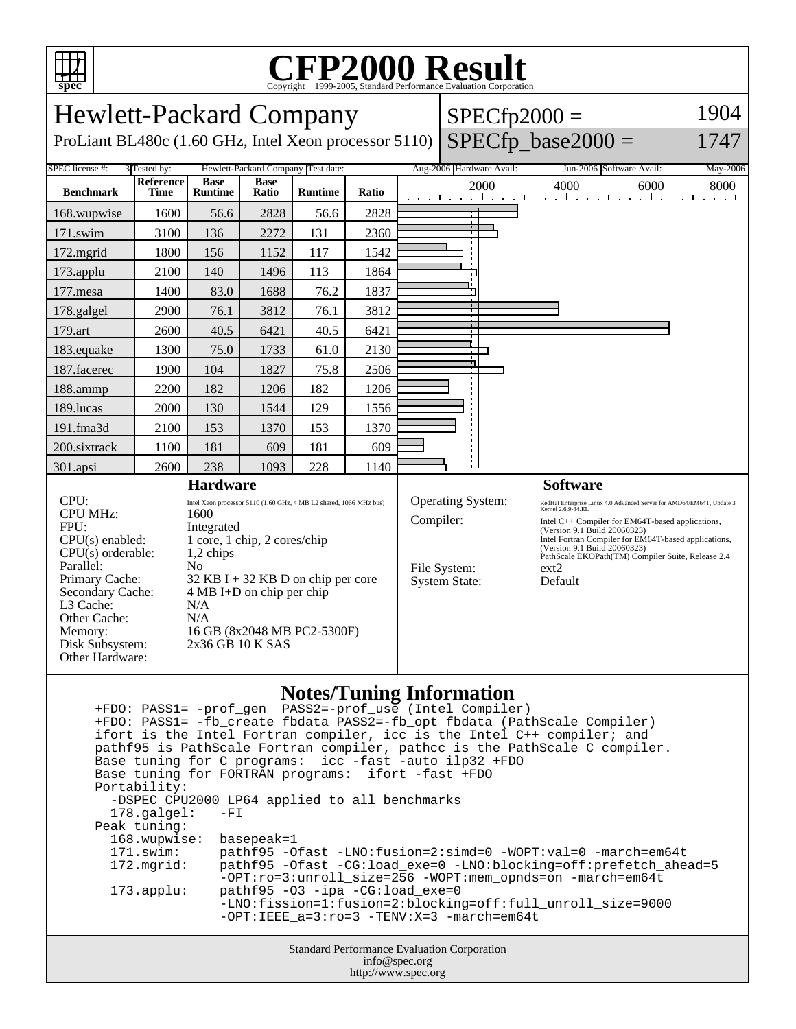# CFP2000 Result

Copyright 1999-2005, Standard Performance Evaluation Corporation

## Hewlett-Packard Company

ProLiant BL480c (1.60 GHz, Intel Xeon processor 5110)

SPECfp2000 = 1904

SPECfp_base2000 = 1747

| SPEC license #: | 3 | Tested by: | Hewlett-Packard Company | Test date: | Aug-2006 | Hardware Avail: | Jun-2006 | Software Avail: | May-2006 |
|---|---|---|---|---|---|---|---|---|---|

| Benchmark | Reference Time | Base Runtime | Base Ratio | Runtime | Ratio |
|---|---|---|---|---|---|
| 168.wupwise | 1600 | 56.6 | 2828 | 56.6 | 2828 |
| 171.swim | 3100 | 136 | 2272 | 131 | 2360 |
| 172.mgrid | 1800 | 156 | 1152 | 117 | 1542 |
| 173.applu | 2100 | 140 | 1496 | 113 | 1864 |
| 177.mesa | 1400 | 83.0 | 1688 | 76.2 | 1837 |
| 178.galgel | 2900 | 76.1 | 3812 | 76.1 | 3812 |
| 179.art | 2600 | 40.5 | 6421 | 40.5 | 6421 |
| 183.equake | 1300 | 75.0 | 1733 | 61.0 | 2130 |
| 187.facerec | 1900 | 104 | 1827 | 75.8 | 2506 |
| 188.ammp | 2200 | 182 | 1206 | 182 | 1206 |
| 189.lucas | 2000 | 130 | 1544 | 129 | 1556 |
| 191.fma3d | 2100 | 153 | 1370 | 153 | 1370 |
| 200.sixtrack | 1100 | 181 | 609 | 181 | 609 |
| 301.apsi | 2600 | 238 | 1093 | 228 | 1140 |

### Hardware

| | |
|---|---|
| CPU: | Intel Xeon processor 5110 (1.60 GHz, 4 MB L2 shared, 1066 MHz bus) |
| CPU MHz: | 1600 |
| FPU: | Integrated |
| CPU(s) enabled: | 1 core, 1 chip, 2 cores/chip |
| CPU(s) orderable: | 1,2 chips |
| Parallel: | No |
| Primary Cache: | 32 KB I + 32 KB D on chip per core |
| Secondary Cache: | 4 MB I+D on chip per chip |
| L3 Cache: | N/A |
| Other Cache: | N/A |
| Memory: | 16 GB (8x2048 MB PC2-5300F) |
| Disk Subsystem: | 2x36 GB 10 K SAS |
| Other Hardware: | |

### Software

| | |
|---|---|
| Operating System: | RedHat Enterprise Linux 4.0 Advanced Server for AMD64/EM64T, Update 3 Kernel 2.6.9-34.EL |
| Compiler: | Intel C++ Compiler for EM64T-based applications, (Version 9.1 Build 20060323) Intel Fortran Compiler for EM64T-based applications, (Version 9.1 Build 20060323) PathScale EKOPath(TM) Compiler Suite, Release 2.4 |
| File System: | ext2 |
| System State: | Default |

### Notes/Tuning Information

```
+FDO: PASS1= -prof_gen  PASS2=-prof_use (Intel Compiler)
+FDO: PASS1= -fb_create fbdata PASS2=-fb_opt fbdata (PathScale Compiler)
ifort is the Intel Fortran compiler, icc is the Intel C++ compiler; and
pathf95 is PathScale Fortran compiler, pathcc is the PathScale C compiler.
Base tuning for C programs:  icc -fast -auto_ilp32 +FDO
Base tuning for FORTRAN programs:  ifort -fast +FDO
Portability:
  -DSPEC_CPU2000_LP64 applied to all benchmarks
  178.galgel:   -FI
Peak tuning:
  168.wupwise:  basepeak=1
  171.swim:     pathf95 -Ofast -LNO:fusion=2:simd=0 -WOPT:val=0 -march=em64t
  172.mgrid:    pathf95 -Ofast -CG:load_exe=0 -LNO:blocking=off:prefetch_ahead=5
                -OPT:ro=3:unroll_size=256 -WOPT:mem_opnds=on -march=em64t
  173.applu:    pathf95 -O3 -ipa -CG:load_exe=0
                -LNO:fission=1:fusion=2:blocking=off:full_unroll_size=9000
                -OPT:IEEE_a=3:ro=3 -TENV:X=3 -march=em64t
```

Standard Performance Evaluation Corporation
info@spec.org
http://www.spec.org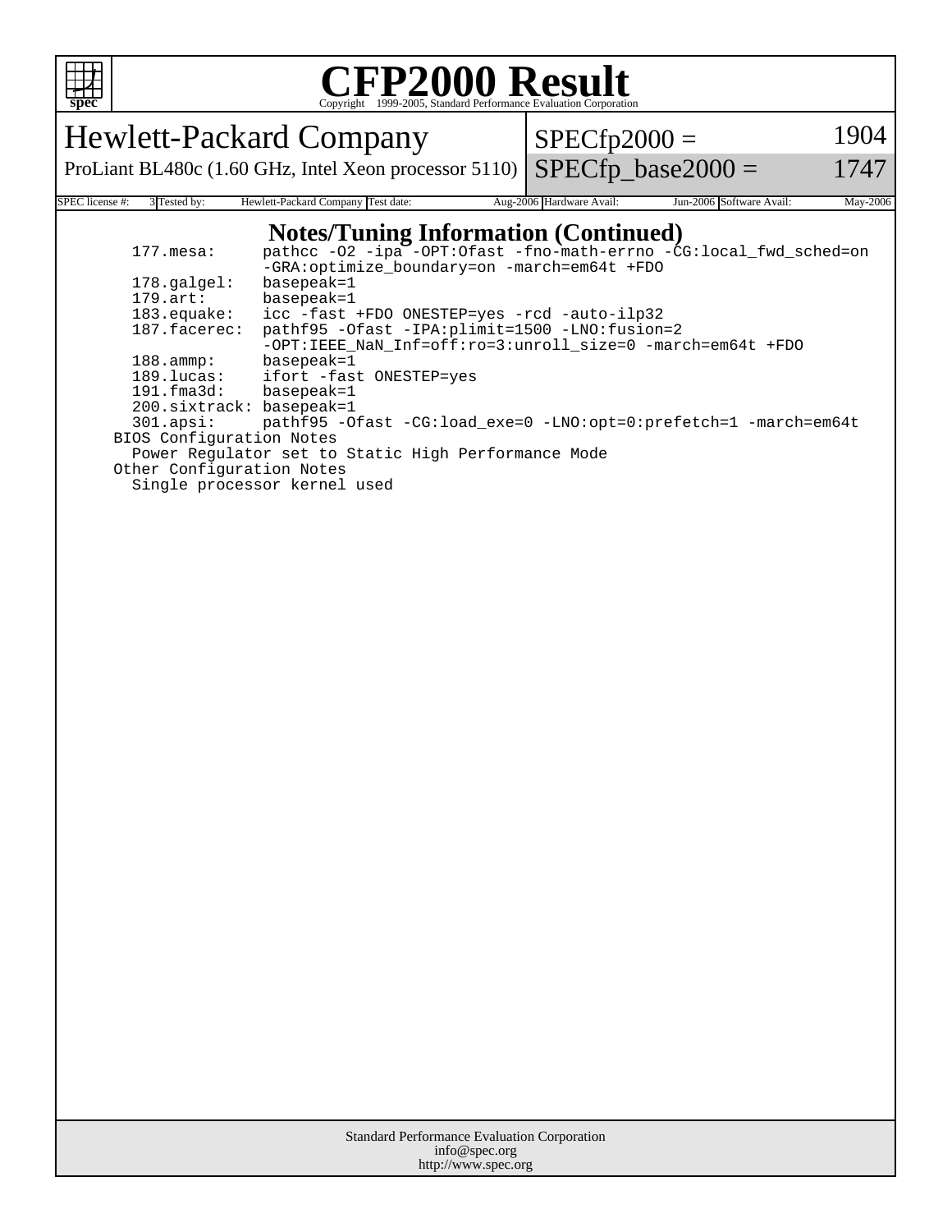# CFP2000 Result

Copyright 1999-2005, Standard Performance Evaluation Corporation

## Hewlett-Packard Company

ProLiant BL480c (1.60 GHz, Intel Xeon processor 5110)

SPECfp2000 = 1904

SPECfp_base2000 = 1747

| SPEC license #: | 3 | Tested by: | Hewlett-Packard Company | Test date: | Aug-2006 | Hardware Avail: | Jun-2006 | Software Avail: | May-2006 |
|---|---|---|---|---|---|---|---|---|---|

### Notes/Tuning Information (Continued)

```
   177.mesa:     pathcc -O2 -ipa -OPT:Ofast -fno-math-errno -CG:local_fwd_sched=on
                 -GRA:optimize_boundary=on -march=em64t +FDO
   178.galgel:   basepeak=1
   179.art:      basepeak=1
   183.equake:   icc -fast +FDO ONESTEP=yes -rcd -auto-ilp32
   187.facerec:  pathf95 -Ofast -IPA:plimit=1500 -LNO:fusion=2
                 -OPT:IEEE_NaN_Inf=off:ro=3:unroll_size=0 -march=em64t +FDO
   188.ammp:     basepeak=1
   189.lucas:    ifort -fast ONESTEP=yes
   191.fma3d:    basepeak=1
   200.sixtrack: basepeak=1
   301.apsi:     pathf95 -Ofast -CG:load_exe=0 -LNO:opt=0:prefetch=1 -march=em64t
BIOS Configuration Notes
   Power Regulator set to Static High Performance Mode
Other Configuration Notes
   Single processor kernel used
```